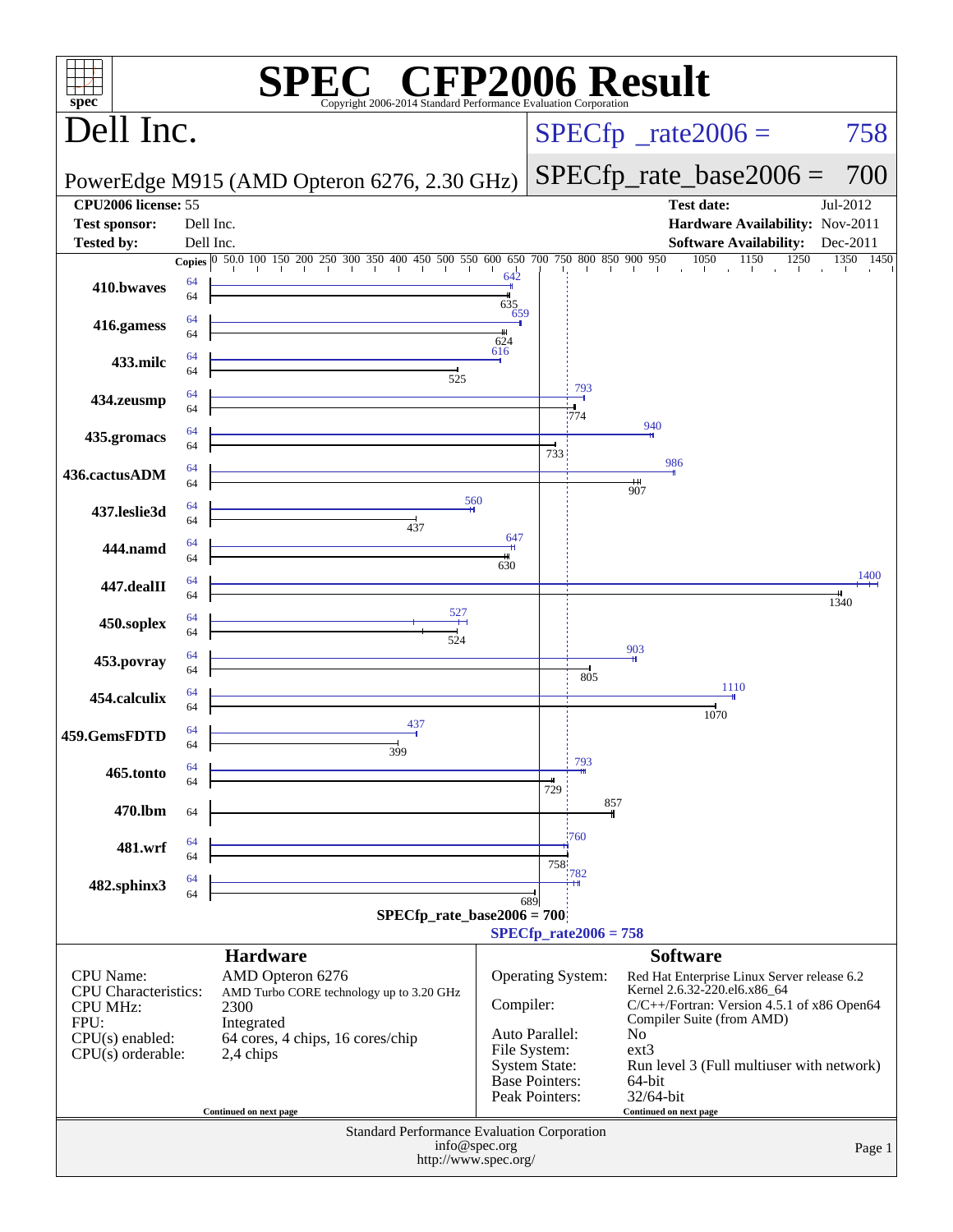# SPEC CFP2006 Result

Copyright 2006-2014 Standard Performance Evaluation Corporation

## Dell Inc.

PowerEdge M915 (AMD Opteron 6276, 2.30 GHz)

SPECfp_rate2006 = 758

SPECfp_rate_base2006 = 700

| | | | |
|---|---|---|---|
| **CPU2006 license:** | 55 | **Test date:** | Jul-2012 |
| **Test sponsor:** | Dell Inc. | **Hardware Availability:** | Nov-2011 |
| **Tested by:** | Dell Inc. | **Software Availability:** | Dec-2011 |

| Benchmark | Copies (peak) | Peak | Copies (base) | Base |
|---|---|---|---|---|
| 410.bwaves | 64 | 642 | 64 | 635 |
| 416.gamess | 64 | 659 | 64 | 624 |
| 433.milc | 64 | 616 | 64 | 525 |
| 434.zeusmp | 64 | 793 | 64 | 774 |
| 435.gromacs | 64 | 940 | 64 | 733 |
| 436.cactusADM | 64 | 986 | 64 | 907 |
| 437.leslie3d | 64 | 560 | 64 | 437 |
| 444.namd | 64 | 647 | 64 | 630 |
| 447.dealII | 64 | 1400 | 64 | 1340 |
| 450.soplex | 64 | 527 | 64 | 524 |
| 453.povray | 64 | 903 | 64 | 805 |
| 454.calculix | 64 | 1110 | 64 | 1070 |
| 459.GemsFDTD | 64 | 437 | 64 | 399 |
| 465.tonto | 64 | 793 | 64 | 729 |
| 470.lbm | | | 64 | 857 |
| 481.wrf | 64 | 760 | 64 | 758 |
| 482.sphinx3 | 64 | 782 | 64 | 689 |

SPECfp_rate_base2006 = 700

SPECfp_rate2006 = 758

## Hardware

| | |
|---|---|
| CPU Name: | AMD Opteron 6276 |
| CPU Characteristics: | AMD Turbo CORE technology up to 3.20 GHz |
| CPU MHz: | 2300 |
| FPU: | Integrated |
| CPU(s) enabled: | 64 cores, 4 chips, 16 cores/chip |
| CPU(s) orderable: | 2,4 chips |

Continued on next page

## Software

| | |
|---|---|
| Operating System: | Red Hat Enterprise Linux Server release 6.2 Kernel 2.6.32-220.el6.x86_64 |
| Compiler: | C/C++/Fortran: Version 4.5.1 of x86 Open64 Compiler Suite (from AMD) |
| Auto Parallel: | No |
| File System: | ext3 |
| System State: | Run level 3 (Full multiuser with network) |
| Base Pointers: | 64-bit |
| Peak Pointers: | 32/64-bit |

Continued on next page

Standard Performance Evaluation Corporation
info@spec.org
http://www.spec.org/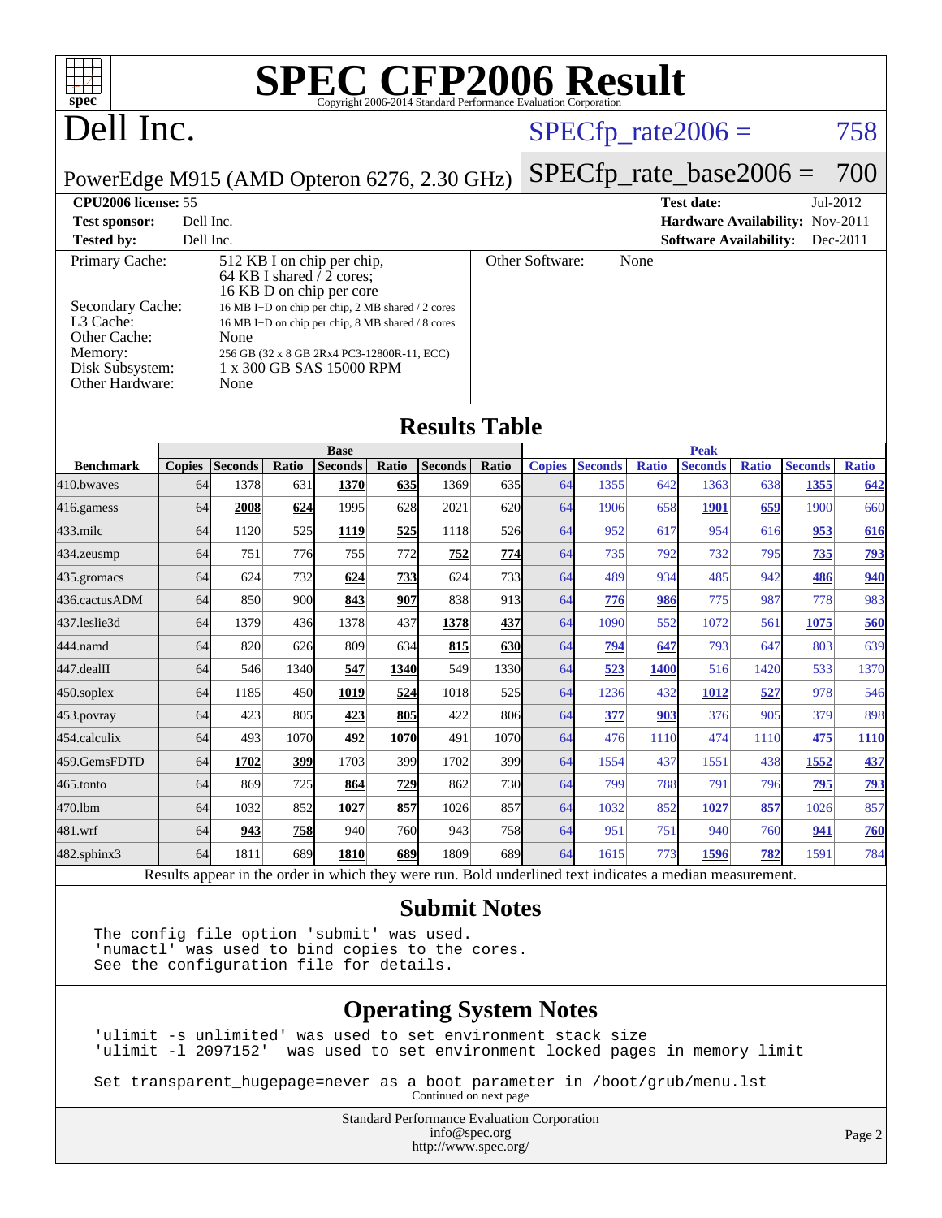# SPEC CFP2006 Result

Copyright 2006-2014 Standard Performance Evaluation Corporation

## Dell Inc.

PowerEdge M915 (AMD Opteron 6276, 2.30 GHz)

SPECfp_rate2006 = 758

SPECfp_rate_base2006 = 700

**CPU2006 license:** 55
**Test sponsor:** Dell Inc.
**Tested by:** Dell Inc.
**Test date:** Jul-2012
**Hardware Availability:** Nov-2011
**Software Availability:** Dec-2011

| | |
|---|---|
| Primary Cache: | 512 KB I on chip per chip, 64 KB I shared / 2 cores; 16 KB D on chip per core |
| Secondary Cache: | 16 MB I+D on chip per chip, 2 MB shared / 2 cores |
| L3 Cache: | 16 MB I+D on chip per chip, 8 MB shared / 8 cores |
| Other Cache: | None |
| Memory: | 256 GB (32 x 8 GB 2Rx4 PC3-12800R-11, ECC) |
| Disk Subsystem: | 1 x 300 GB SAS 15000 RPM |
| Other Hardware: | None |

Other Software: None

## Results Table

| Benchmark | Base | | | | | | | Peak | | | | | | |
|---|---|---|---|---|---|---|---|---|---|---|---|---|---|---|
| | Copies | Seconds | Ratio | Seconds | Ratio | Seconds | Ratio | Copies | Seconds | Ratio | Seconds | Ratio | Seconds | Ratio |
| 410.bwaves | 64 | 1378 | 631 | **1370** | **635** | 1369 | 635 | 64 | 1355 | 642 | 1363 | 638 | **1355** | **642** |
| 416.gamess | 64 | **2008** | **624** | 1995 | 628 | 2021 | 620 | 64 | 1906 | 658 | **1901** | **659** | 1900 | 660 |
| 433.milc | 64 | 1120 | 525 | **1119** | **525** | 1118 | 526 | 64 | 952 | 617 | 954 | 616 | **953** | **616** |
| 434.zeusmp | 64 | 751 | 776 | 755 | 772 | **752** | **774** | 64 | 735 | 792 | 732 | 795 | **735** | **793** |
| 435.gromacs | 64 | 624 | 732 | **624** | **733** | 624 | 733 | 64 | 489 | 934 | 485 | 942 | **486** | **940** |
| 436.cactusADM | 64 | 850 | 900 | **843** | **907** | 838 | 913 | 64 | **776** | **986** | 775 | 987 | 778 | 983 |
| 437.leslie3d | 64 | 1379 | 436 | 1378 | 437 | **1378** | **437** | 64 | 1090 | 552 | 1072 | 561 | **1075** | **560** |
| 444.namd | 64 | 820 | 626 | 809 | 634 | **815** | **630** | 64 | **794** | **647** | 793 | 647 | 803 | 639 |
| 447.dealII | 64 | 546 | 1340 | **547** | **1340** | 549 | 1330 | 64 | **523** | **1400** | 516 | 1420 | 533 | 1370 |
| 450.soplex | 64 | 1185 | 450 | **1019** | **524** | 1018 | 525 | 64 | 1236 | 432 | **1012** | **527** | 978 | 546 |
| 453.povray | 64 | 423 | 805 | **423** | **805** | 422 | 806 | 64 | **377** | **903** | 376 | 905 | 379 | 898 |
| 454.calculix | 64 | 493 | 1070 | **492** | **1070** | 491 | 1070 | 64 | 476 | 1110 | 474 | 1110 | **475** | **1110** |
| 459.GemsFDTD | 64 | **1702** | **399** | 1703 | 399 | 1702 | 399 | 64 | 1554 | 437 | 1551 | 438 | **1552** | **437** |
| 465.tonto | 64 | 869 | 725 | **864** | **729** | 862 | 730 | 64 | 799 | 788 | 791 | 796 | **795** | **793** |
| 470.lbm | 64 | 1032 | 852 | **1027** | **857** | 1026 | 857 | 64 | 1032 | 852 | **1027** | **857** | 1026 | 857 |
| 481.wrf | 64 | **943** | **758** | 940 | 760 | 943 | 758 | 64 | 951 | 751 | 940 | 760 | **941** | **760** |
| 482.sphinx3 | 64 | 1811 | 689 | **1810** | **689** | 1809 | 689 | 64 | 1615 | 773 | **1596** | **782** | 1591 | 784 |

Results appear in the order in which they were run. Bold underlined text indicates a median measurement.

## Submit Notes

```
The config file option 'submit' was used.
'numactl' was used to bind copies to the cores.
See the configuration file for details.
```

## Operating System Notes

```
'ulimit -s unlimited' was used to set environment stack size
'ulimit -l 2097152'  was used to set environment locked pages in memory limit

Set transparent_hugepage=never as a boot parameter in /boot/grub/menu.lst
```

Continued on next page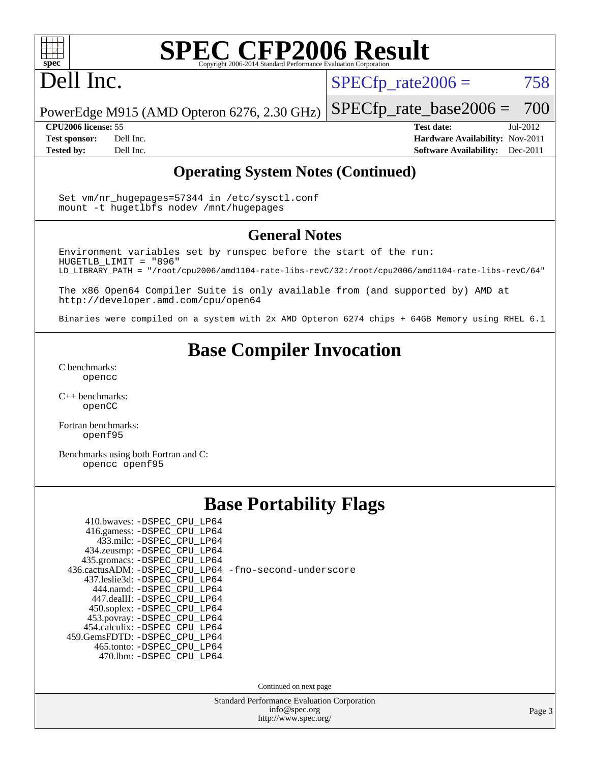# SPEC CFP2006 Result

Copyright 2006-2014 Standard Performance Evaluation Corporation

## Dell Inc.

PowerEdge M915 (AMD Opteron 6276, 2.30 GHz)

SPECfp_rate2006 = 758

SPECfp_rate_base2006 = 700

**CPU2006 license:** 55
**Test sponsor:** Dell Inc.
**Tested by:** Dell Inc.

**Test date:** Jul-2012
**Hardware Availability:** Nov-2011
**Software Availability:** Dec-2011

## Operating System Notes (Continued)

```
Set vm/nr_hugepages=57344 in /etc/sysctl.conf
mount -t hugetlbfs nodev /mnt/hugepages
```

## General Notes

```
Environment variables set by runspec before the start of the run:
HUGETLB_LIMIT = "896"
LD_LIBRARY_PATH = "/root/cpu2006/amd1104-rate-libs-revC/32:/root/cpu2006/amd1104-rate-libs-revC/64"

The x86 Open64 Compiler Suite is only available from (and supported by) AMD at
http://developer.amd.com/cpu/open64

Binaries were compiled on a system with 2x AMD Opteron 6274 chips + 64GB Memory using RHEL 6.1
```

## Base Compiler Invocation

C benchmarks:
  opencc

C++ benchmarks:
  openCC

Fortran benchmarks:
  openf95

Benchmarks using both Fortran and C:
  opencc openf95

## Base Portability Flags

```
     410.bwaves: -DSPEC_CPU_LP64
     416.gamess: -DSPEC_CPU_LP64
       433.milc: -DSPEC_CPU_LP64
     434.zeusmp: -DSPEC_CPU_LP64
    435.gromacs: -DSPEC_CPU_LP64
 436.cactusADM: -DSPEC_CPU_LP64 -fno-second-underscore
    437.leslie3d: -DSPEC_CPU_LP64
       444.namd: -DSPEC_CPU_LP64
     447.dealII: -DSPEC_CPU_LP64
     450.soplex: -DSPEC_CPU_LP64
     453.povray: -DSPEC_CPU_LP64
    454.calculix: -DSPEC_CPU_LP64
  459.GemsFDTD: -DSPEC_CPU_LP64
      465.tonto: -DSPEC_CPU_LP64
        470.lbm: -DSPEC_CPU_LP64
```

Continued on next page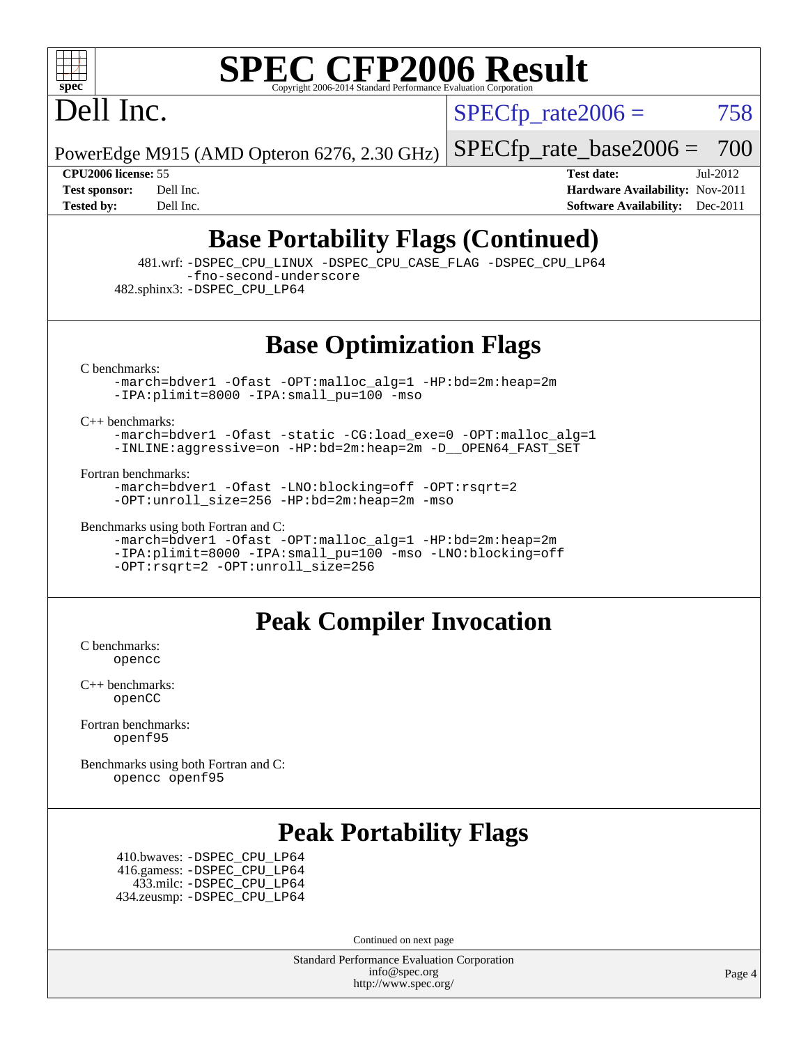# SPEC CFP2006 Result

Copyright 2006-2014 Standard Performance Evaluation Corporation

Dell Inc.

PowerEdge M915 (AMD Opteron 6276, 2.30 GHz)

SPECfp_rate2006 = 758

SPECfp_rate_base2006 = 700

**CPU2006 license:** 55
**Test sponsor:** Dell Inc.
**Tested by:** Dell Inc.

**Test date:** Jul-2012
**Hardware Availability:** Nov-2011
**Software Availability:** Dec-2011

## Base Portability Flags (Continued)

481.wrf: -DSPEC_CPU_LINUX -DSPEC_CPU_CASE_FLAG -DSPEC_CPU_LP64 -fno-second-underscore
482.sphinx3: -DSPEC_CPU_LP64

## Base Optimization Flags

C benchmarks:
-march=bdver1 -Ofast -OPT:malloc_alg=1 -HP:bd=2m:heap=2m -IPA:plimit=8000 -IPA:small_pu=100 -mso

C++ benchmarks:
-march=bdver1 -Ofast -static -CG:load_exe=0 -OPT:malloc_alg=1 -INLINE:aggressive=on -HP:bd=2m:heap=2m -D__OPEN64_FAST_SET

Fortran benchmarks:
-march=bdver1 -Ofast -LNO:blocking=off -OPT:rsqrt=2 -OPT:unroll_size=256 -HP:bd=2m:heap=2m -mso

Benchmarks using both Fortran and C:
-march=bdver1 -Ofast -OPT:malloc_alg=1 -HP:bd=2m:heap=2m -IPA:plimit=8000 -IPA:small_pu=100 -mso -LNO:blocking=off -OPT:rsqrt=2 -OPT:unroll_size=256

## Peak Compiler Invocation

C benchmarks:
opencc

C++ benchmarks:
openCC

Fortran benchmarks:
openf95

Benchmarks using both Fortran and C:
opencc openf95

## Peak Portability Flags

410.bwaves: -DSPEC_CPU_LP64
416.gamess: -DSPEC_CPU_LP64
433.milc: -DSPEC_CPU_LP64
434.zeusmp: -DSPEC_CPU_LP64

Continued on next page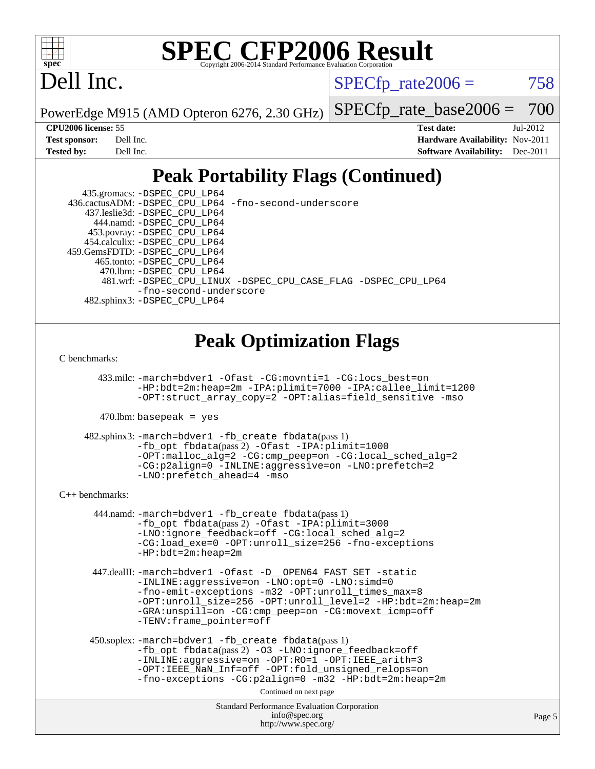# SPEC CFP2006 Result

Copyright 2006-2014 Standard Performance Evaluation Corporation

# Dell Inc.

PowerEdge M915 (AMD Opteron 6276, 2.30 GHz)

SPECfp_rate2006 = 758

SPECfp_rate_base2006 = 700

| | | | |
|---|---|---|---|
| **CPU2006 license:** | 55 | **Test date:** | Jul-2012 |
| **Test sponsor:** | Dell Inc. | **Hardware Availability:** | Nov-2011 |
| **Tested by:** | Dell Inc. | **Software Availability:** | Dec-2011 |

## Peak Portability Flags (Continued)

435.gromacs: -DSPEC_CPU_LP64
436.cactusADM: -DSPEC_CPU_LP64 -fno-second-underscore
437.leslie3d: -DSPEC_CPU_LP64
444.namd: -DSPEC_CPU_LP64
453.povray: -DSPEC_CPU_LP64
454.calculix: -DSPEC_CPU_LP64
459.GemsFDTD: -DSPEC_CPU_LP64
465.tonto: -DSPEC_CPU_LP64
470.lbm: -DSPEC_CPU_LP64
481.wrf: -DSPEC_CPU_LINUX -DSPEC_CPU_CASE_FLAG -DSPEC_CPU_LP64 -fno-second-underscore
482.sphinx3: -DSPEC_CPU_LP64

## Peak Optimization Flags

C benchmarks:

433.milc: -march=bdver1 -Ofast -CG:movnti=1 -CG:locs_best=on -HP:bdt=2m:heap=2m -IPA:plimit=7000 -IPA:callee_limit=1200 -OPT:struct_array_copy=2 -OPT:alias=field_sensitive -mso

470.lbm: basepeak = yes

482.sphinx3: -march=bdver1 -fb_create fbdata(pass 1) -fb_opt fbdata(pass 2) -Ofast -IPA:plimit=1000 -OPT:malloc_alg=2 -CG:cmp_peep=on -CG:local_sched_alg=2 -CG:p2align=0 -INLINE:aggressive=on -LNO:prefetch=2 -LNO:prefetch_ahead=4 -mso

C++ benchmarks:

444.namd: -march=bdver1 -fb_create fbdata(pass 1) -fb_opt fbdata(pass 2) -Ofast -IPA:plimit=3000 -LNO:ignore_feedback=off -CG:local_sched_alg=2 -CG:load_exe=0 -OPT:unroll_size=256 -fno-exceptions -HP:bdt=2m:heap=2m

447.dealII: -march=bdver1 -Ofast -D__OPEN64_FAST_SET -static -INLINE:aggressive=on -LNO:opt=0 -LNO:simd=0 -fno-emit-exceptions -m32 -OPT:unroll_times_max=8 -OPT:unroll_size=256 -OPT:unroll_level=2 -HP:bdt=2m:heap=2m -GRA:unspill=on -CG:cmp_peep=on -CG:movext_icmp=off -TENV:frame_pointer=off

450.soplex: -march=bdver1 -fb_create fbdata(pass 1) -fb_opt fbdata(pass 2) -O3 -LNO:ignore_feedback=off -INLINE:aggressive=on -OPT:RO=1 -OPT:IEEE_arith=3 -OPT:IEEE_NaN_Inf=off -OPT:fold_unsigned_relops=on -fno-exceptions -CG:p2align=0 -m32 -HP:bdt=2m:heap=2m

Continued on next page

Standard Performance Evaluation Corporation
info@spec.org
http://www.spec.org/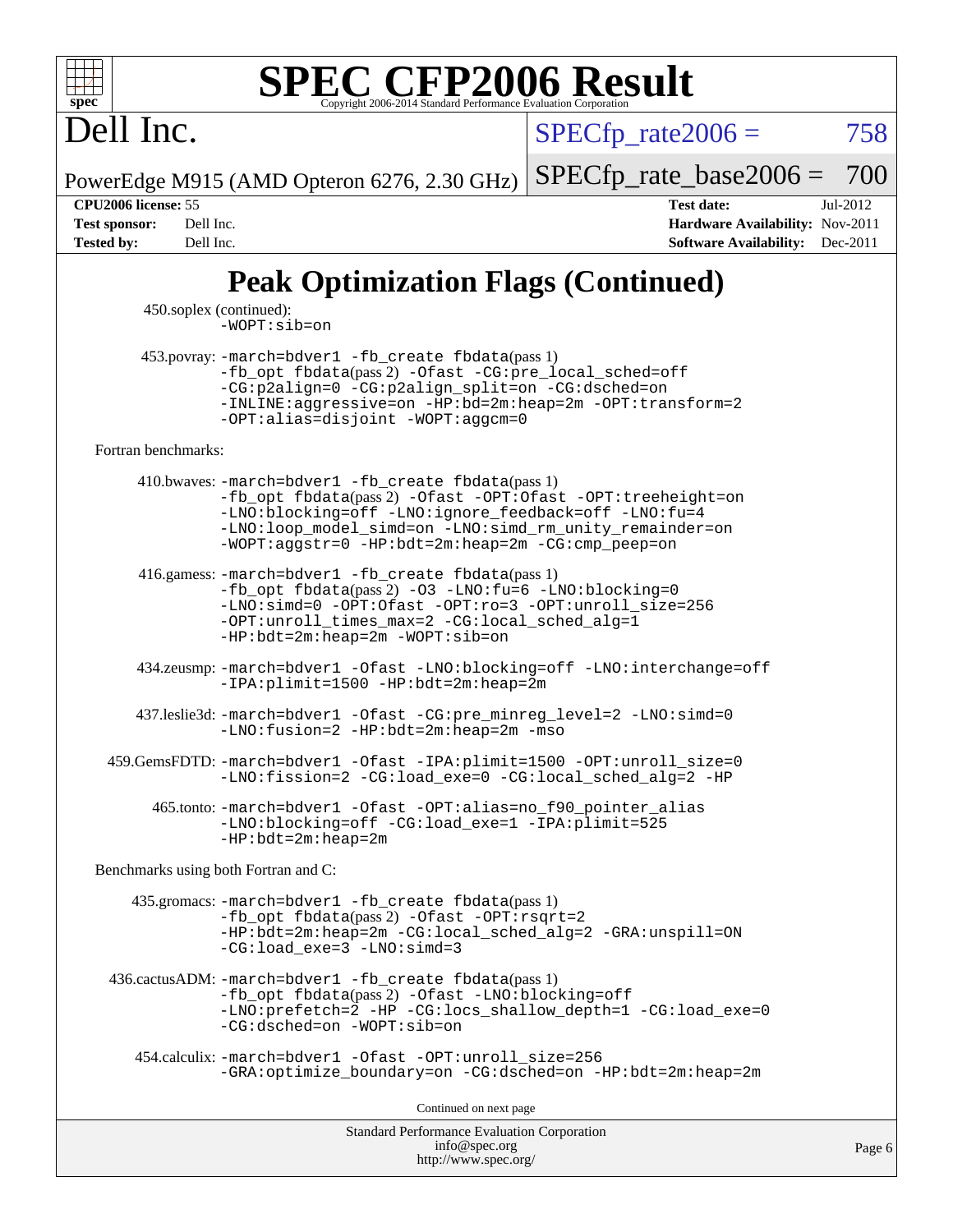# SPEC CFP2006 Result

Copyright 2006-2014 Standard Performance Evaluation Corporation

## Dell Inc.

PowerEdge M915 (AMD Opteron 6276, 2.30 GHz)

SPECfp_rate2006 = 758

SPECfp_rate_base2006 = 700

**CPU2006 license:** 55
**Test sponsor:** Dell Inc.
**Tested by:** Dell Inc.

**Test date:** Jul-2012
**Hardware Availability:** Nov-2011
**Software Availability:** Dec-2011

## Peak Optimization Flags (Continued)

450.soplex (continued):
-WOPT:sib=on

453.povray: -march=bdver1 -fb_create fbdata(pass 1)
-fb_opt fbdata(pass 2) -Ofast -CG:pre_local_sched=off
-CG:p2align=0 -CG:p2align_split=on -CG:dsched=on
-INLINE:aggressive=on -HP:bd=2m:heap=2m -OPT:transform=2
-OPT:alias=disjoint -WOPT:aggcm=0

Fortran benchmarks:

410.bwaves: -march=bdver1 -fb_create fbdata(pass 1)
-fb_opt fbdata(pass 2) -Ofast -OPT:Ofast -OPT:treeheight=on
-LNO:blocking=off -LNO:ignore_feedback=off -LNO:fu=4
-LNO:loop_model_simd=on -LNO:simd_rm_unity_remainder=on
-WOPT:aggstr=0 -HP:bdt=2m:heap=2m -CG:cmp_peep=on

416.gamess: -march=bdver1 -fb_create fbdata(pass 1)
-fb_opt fbdata(pass 2) -O3 -LNO:fu=6 -LNO:blocking=0
-LNO:simd=0 -OPT:Ofast -OPT:ro=3 -OPT:unroll_size=256
-OPT:unroll_times_max=2 -CG:local_sched_alg=1
-HP:bdt=2m:heap=2m -WOPT:sib=on

434.zeusmp: -march=bdver1 -Ofast -LNO:blocking=off -LNO:interchange=off
-IPA:plimit=1500 -HP:bdt=2m:heap=2m

437.leslie3d: -march=bdver1 -Ofast -CG:pre_minreg_level=2 -LNO:simd=0
-LNO:fusion=2 -HP:bdt=2m:heap=2m -mso

459.GemsFDTD: -march=bdver1 -Ofast -IPA:plimit=1500 -OPT:unroll_size=0
-LNO:fission=2 -CG:load_exe=0 -CG:local_sched_alg=2 -HP

465.tonto: -march=bdver1 -Ofast -OPT:alias=no_f90_pointer_alias
-LNO:blocking=off -CG:load_exe=1 -IPA:plimit=525
-HP:bdt=2m:heap=2m

Benchmarks using both Fortran and C:

435.gromacs: -march=bdver1 -fb_create fbdata(pass 1)
-fb_opt fbdata(pass 2) -Ofast -OPT:rsqrt=2
-HP:bdt=2m:heap=2m -CG:local_sched_alg=2 -GRA:unspill=ON
-CG:load_exe=3 -LNO:simd=3

436.cactusADM: -march=bdver1 -fb_create fbdata(pass 1)
-fb_opt fbdata(pass 2) -Ofast -LNO:blocking=off
-LNO:prefetch=2 -HP -CG:locs_shallow_depth=1 -CG:load_exe=0
-CG:dsched=on -WOPT:sib=on

454.calculix: -march=bdver1 -Ofast -OPT:unroll_size=256
-GRA:optimize_boundary=on -CG:dsched=on -HP:bdt=2m:heap=2m

Continued on next page

Standard Performance Evaluation Corporation
info@spec.org
http://www.spec.org/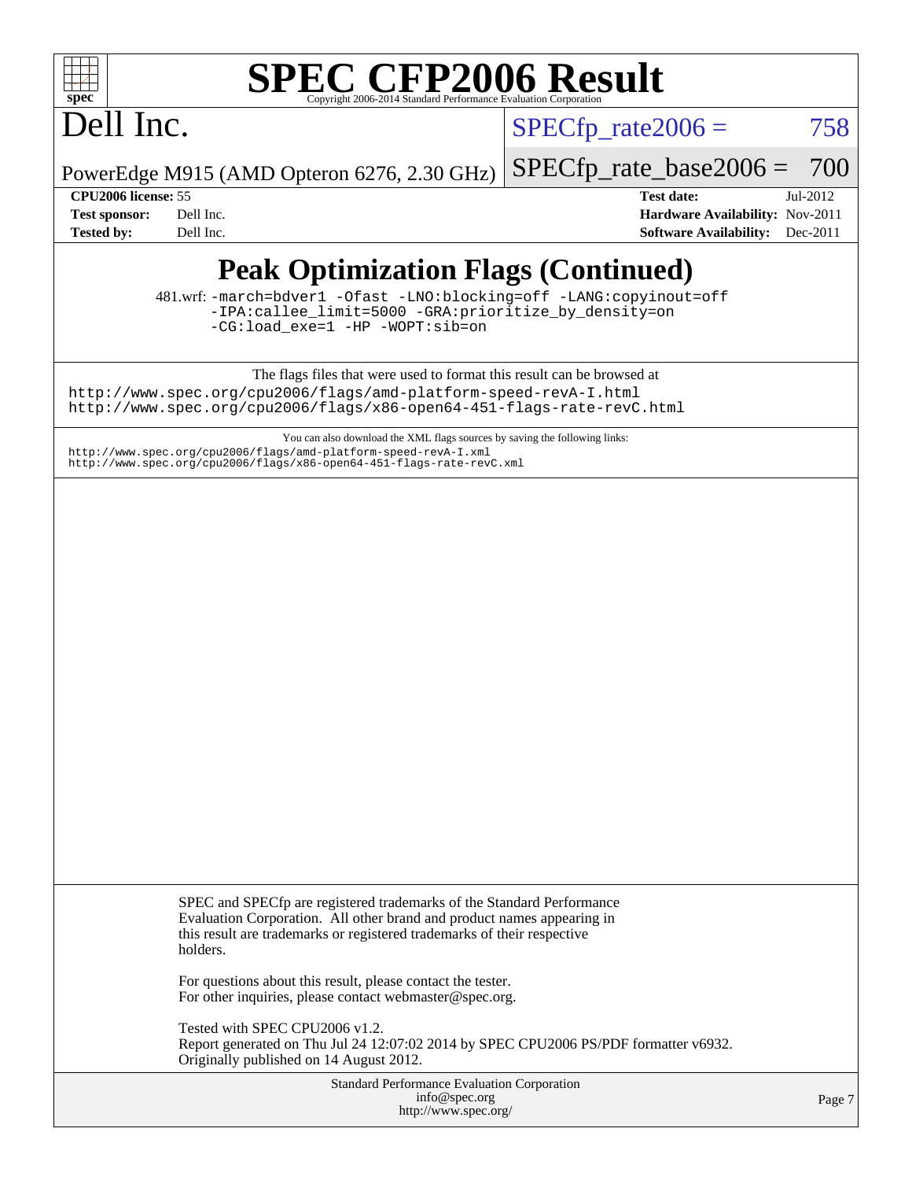# Peak Optimization Flags (Continued)

481.wrf: -march=bdver1 -Ofast -LNO:blocking=off -LANG:copyinout=off -IPA:callee_limit=5000 -GRA:prioritize_by_density=on -CG:load_exe=1 -HP -WOPT:sib=on

The flags files that were used to format this result can be browsed at
http://www.spec.org/cpu2006/flags/amd-platform-speed-revA-I.html
http://www.spec.org/cpu2006/flags/x86-open64-451-flags-rate-revC.html

You can also download the XML flags sources by saving the following links:
http://www.spec.org/cpu2006/flags/amd-platform-speed-revA-I.xml
http://www.spec.org/cpu2006/flags/x86-open64-451-flags-rate-revC.xml

SPEC and SPECfp are registered trademarks of the Standard Performance Evaluation Corporation. All other brand and product names appearing in this result are trademarks or registered trademarks of their respective holders.

For questions about this result, please contact the tester.
For other inquiries, please contact webmaster@spec.org.

Tested with SPEC CPU2006 v1.2.
Report generated on Thu Jul 24 12:07:02 2014 by SPEC CPU2006 PS/PDF formatter v6932.
Originally published on 14 August 2012.